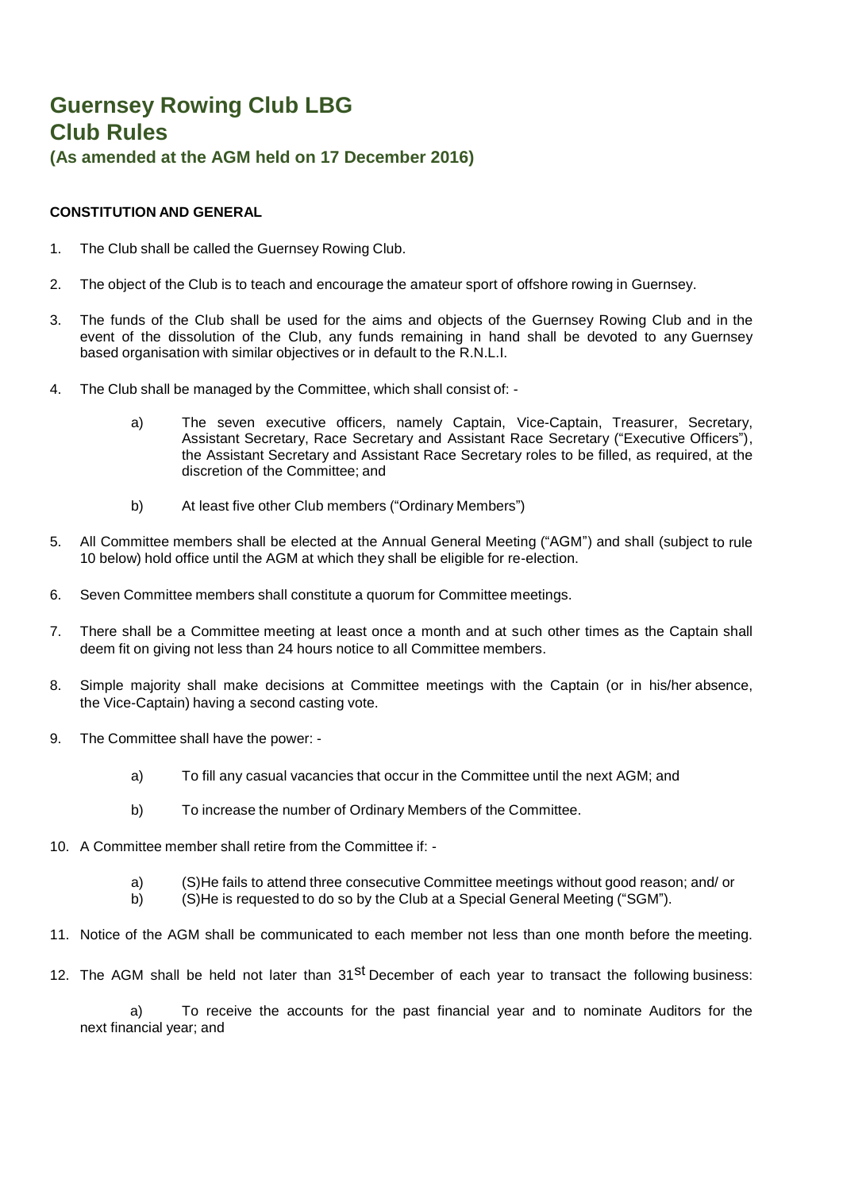# Guernsey Rowing Club LBG
# Club Rules
### (As amended at the AGM held on 17 December 2016)

**CONSTITUTION AND GENERAL**

1. The Club shall be called the Guernsey Rowing Club.

2. The object of the Club is to teach and encourage the amateur sport of offshore rowing in Guernsey.

3. The funds of the Club shall be used for the aims and objects of the Guernsey Rowing Club and in the event of the dissolution of the Club, any funds remaining in hand shall be devoted to any Guernsey based organisation with similar objectives or in default to the R.N.L.I.

4. The Club shall be managed by the Committee, which shall consist of: -

   a) The seven executive officers, namely Captain, Vice-Captain, Treasurer, Secretary, Assistant Secretary, Race Secretary and Assistant Race Secretary ("Executive Officers"), the Assistant Secretary and Assistant Race Secretary roles to be filled, as required, at the discretion of the Committee; and

   b) At least five other Club members ("Ordinary Members")

5. All Committee members shall be elected at the Annual General Meeting ("AGM") and shall (subject to rule 10 below) hold office until the AGM at which they shall be eligible for re-election.

6. Seven Committee members shall constitute a quorum for Committee meetings.

7. There shall be a Committee meeting at least once a month and at such other times as the Captain shall deem fit on giving not less than 24 hours notice to all Committee members.

8. Simple majority shall make decisions at Committee meetings with the Captain (or in his/her absence, the Vice-Captain) having a second casting vote.

9. The Committee shall have the power: -

   a) To fill any casual vacancies that occur in the Committee until the next AGM; and

   b) To increase the number of Ordinary Members of the Committee.

10. A Committee member shall retire from the Committee if: -

    a) (S)He fails to attend three consecutive Committee meetings without good reason; and/ or
    b) (S)He is requested to do so by the Club at a Special General Meeting ("SGM").

11. Notice of the AGM shall be communicated to each member not less than one month before the meeting.

12. The AGM shall be held not later than 31st December of each year to transact the following business:

    a) To receive the accounts for the past financial year and to nominate Auditors for the next financial year; and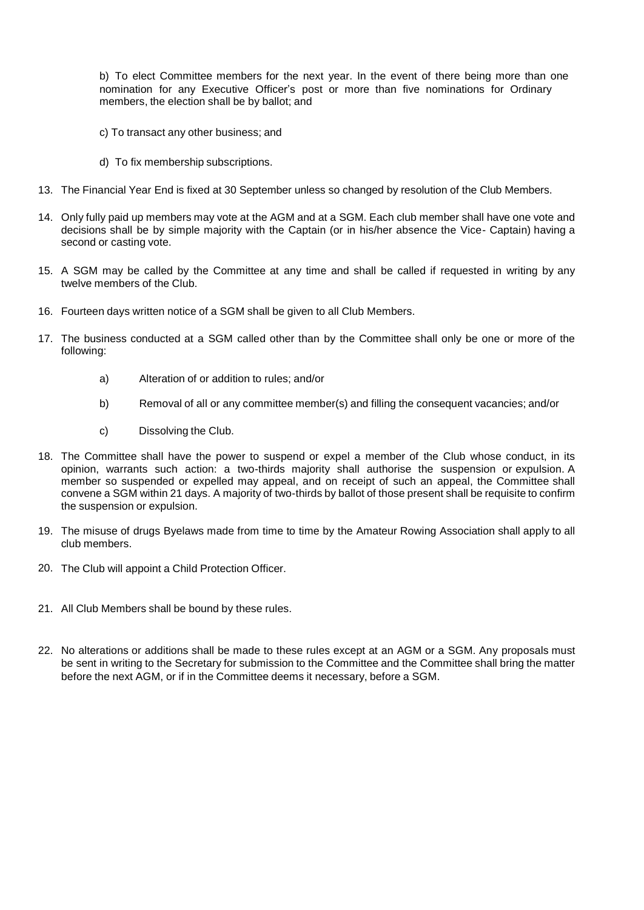b) To elect Committee members for the next year. In the event of there being more than one nomination for any Executive Officer's post or more than five nominations for Ordinary members, the election shall be by ballot; and

c) To transact any other business; and

d) To fix membership subscriptions.

13. The Financial Year End is fixed at 30 September unless so changed by resolution of the Club Members.

14. Only fully paid up members may vote at the AGM and at a SGM. Each club member shall have one vote and decisions shall be by simple majority with the Captain (or in his/her absence the Vice- Captain) having a second or casting vote.

15. A SGM may be called by the Committee at any time and shall be called if requested in writing by any twelve members of the Club.

16. Fourteen days written notice of a SGM shall be given to all Club Members.

17. The business conducted at a SGM called other than by the Committee shall only be one or more of the following:

    a) Alteration of or addition to rules; and/or

    b) Removal of all or any committee member(s) and filling the consequent vacancies; and/or

    c) Dissolving the Club.

18. The Committee shall have the power to suspend or expel a member of the Club whose conduct, in its opinion, warrants such action: a two-thirds majority shall authorise the suspension or expulsion. A member so suspended or expelled may appeal, and on receipt of such an appeal, the Committee shall convene a SGM within 21 days. A majority of two-thirds by ballot of those present shall be requisite to confirm the suspension or expulsion.

19. The misuse of drugs Byelaws made from time to time by the Amateur Rowing Association shall apply to all club members.

20. The Club will appoint a Child Protection Officer.

21. All Club Members shall be bound by these rules.

22. No alterations or additions shall be made to these rules except at an AGM or a SGM. Any proposals must be sent in writing to the Secretary for submission to the Committee and the Committee shall bring the matter before the next AGM, or if in the Committee deems it necessary, before a SGM.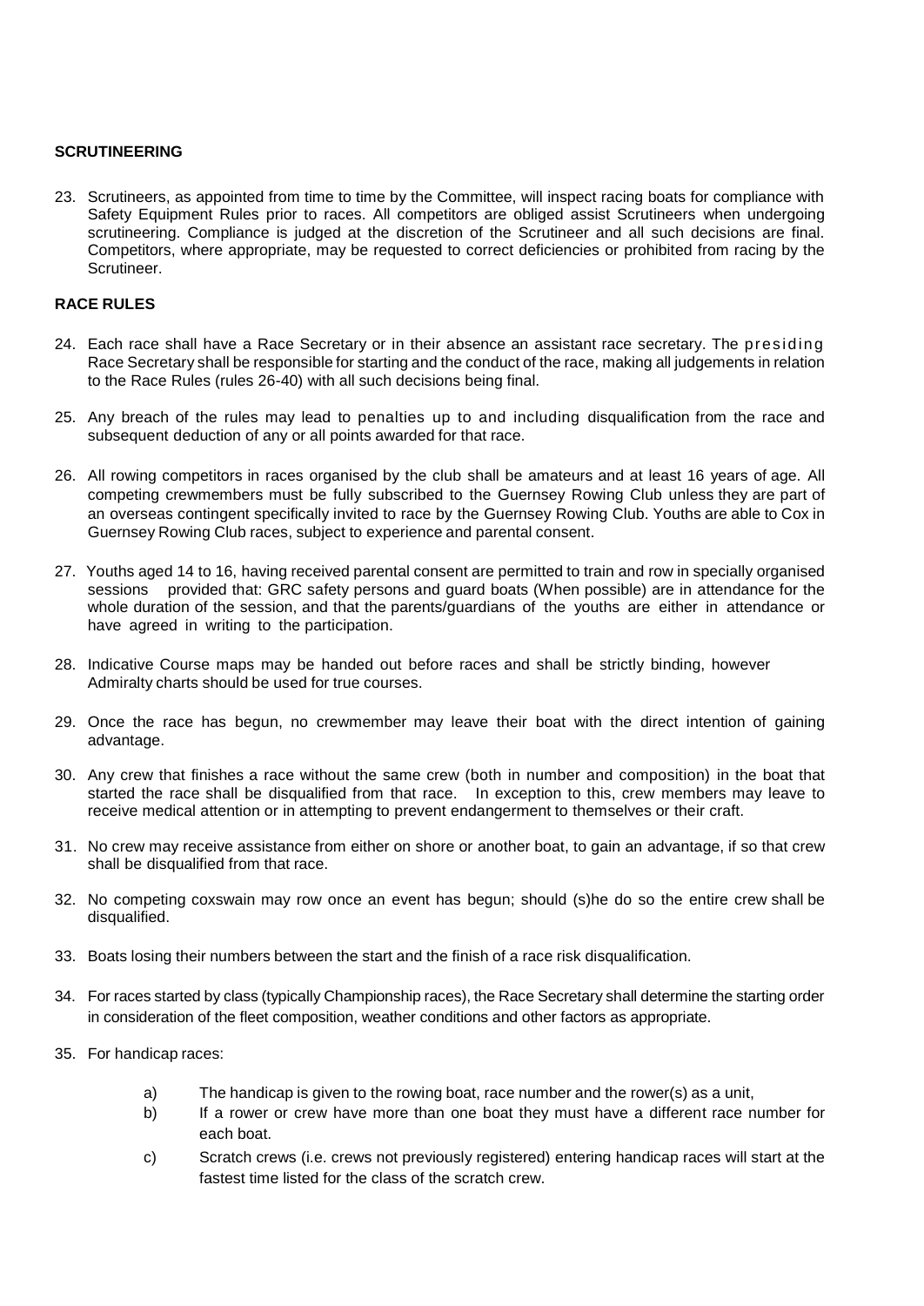**SCRUTINEERING**

23. Scrutineers, as appointed from time to time by the Committee, will inspect racing boats for compliance with Safety Equipment Rules prior to races. All competitors are obliged assist Scrutineers when undergoing scrutineering. Compliance is judged at the discretion of the Scrutineer and all such decisions are final. Competitors, where appropriate, may be requested to correct deficiencies or prohibited from racing by the Scrutineer.

**RACE RULES**

24. Each race shall have a Race Secretary or in their absence an assistant race secretary. The presiding Race Secretary shall be responsible for starting and the conduct of the race, making all judgements in relation to the Race Rules (rules 26-40) with all such decisions being final.

25. Any breach of the rules may lead to penalties up to and including disqualification from the race and subsequent deduction of any or all points awarded for that race.

26. All rowing competitors in races organised by the club shall be amateurs and at least 16 years of age. All competing crewmembers must be fully subscribed to the Guernsey Rowing Club unless they are part of an overseas contingent specifically invited to race by the Guernsey Rowing Club. Youths are able to Cox in Guernsey Rowing Club races, subject to experience and parental consent.

27. Youths aged 14 to 16, having received parental consent are permitted to train and row in specially organised sessions provided that: GRC safety persons and guard boats (When possible) are in attendance for the whole duration of the session, and that the parents/guardians of the youths are either in attendance or have agreed in writing to the participation.

28. Indicative Course maps may be handed out before races and shall be strictly binding, however Admiralty charts should be used for true courses.

29. Once the race has begun, no crewmember may leave their boat with the direct intention of gaining advantage.

30. Any crew that finishes a race without the same crew (both in number and composition) in the boat that started the race shall be disqualified from that race. In exception to this, crew members may leave to receive medical attention or in attempting to prevent endangerment to themselves or their craft.

31. No crew may receive assistance from either on shore or another boat, to gain an advantage, if so that crew shall be disqualified from that race.

32. No competing coxswain may row once an event has begun; should (s)he do so the entire crew shall be disqualified.

33. Boats losing their numbers between the start and the finish of a race risk disqualification.

34. For races started by class (typically Championship races), the Race Secretary shall determine the starting order in consideration of the fleet composition, weather conditions and other factors as appropriate.

35. For handicap races:

    a) The handicap is given to the rowing boat, race number and the rower(s) as a unit,

    b) If a rower or crew have more than one boat they must have a different race number for each boat.

    c) Scratch crews (i.e. crews not previously registered) entering handicap races will start at the fastest time listed for the class of the scratch crew.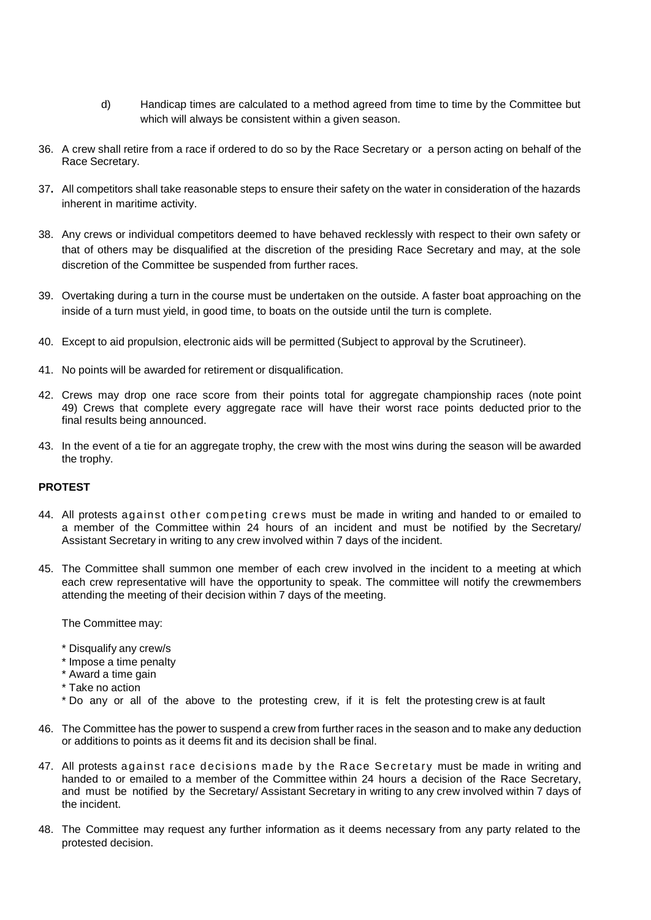d) Handicap times are calculated to a method agreed from time to time by the Committee but which will always be consistent within a given season.

36. A crew shall retire from a race if ordered to do so by the Race Secretary or a person acting on behalf of the Race Secretary.

37. All competitors shall take reasonable steps to ensure their safety on the water in consideration of the hazards inherent in maritime activity.

38. Any crews or individual competitors deemed to have behaved recklessly with respect to their own safety or that of others may be disqualified at the discretion of the presiding Race Secretary and may, at the sole discretion of the Committee be suspended from further races.

39. Overtaking during a turn in the course must be undertaken on the outside. A faster boat approaching on the inside of a turn must yield, in good time, to boats on the outside until the turn is complete.

40. Except to aid propulsion, electronic aids will be permitted (Subject to approval by the Scrutineer).

41. No points will be awarded for retirement or disqualification.

42. Crews may drop one race score from their points total for aggregate championship races (note point 49) Crews that complete every aggregate race will have their worst race points deducted prior to the final results being announced.

43. In the event of a tie for an aggregate trophy, the crew with the most wins during the season will be awarded the trophy.

**PROTEST**

44. All protests against other competing crews must be made in writing and handed to or emailed to a member of the Committee within 24 hours of an incident and must be notified by the Secretary/ Assistant Secretary in writing to any crew involved within 7 days of the incident.

45. The Committee shall summon one member of each crew involved in the incident to a meeting at which each crew representative will have the opportunity to speak. The committee will notify the crewmembers attending the meeting of their decision within 7 days of the meeting.

    The Committee may:

    * Disqualify any crew/s
    * Impose a time penalty
    * Award a time gain
    * Take no action
    * Do any or all of the above to the protesting crew, if it is felt the protesting crew is at fault

46. The Committee has the power to suspend a crew from further races in the season and to make any deduction or additions to points as it deems fit and its decision shall be final.

47. All protests against race decisions made by the Race Secretary must be made in writing and handed to or emailed to a member of the Committee within 24 hours a decision of the Race Secretary, and must be notified by the Secretary/ Assistant Secretary in writing to any crew involved within 7 days of the incident.

48. The Committee may request any further information as it deems necessary from any party related to the protested decision.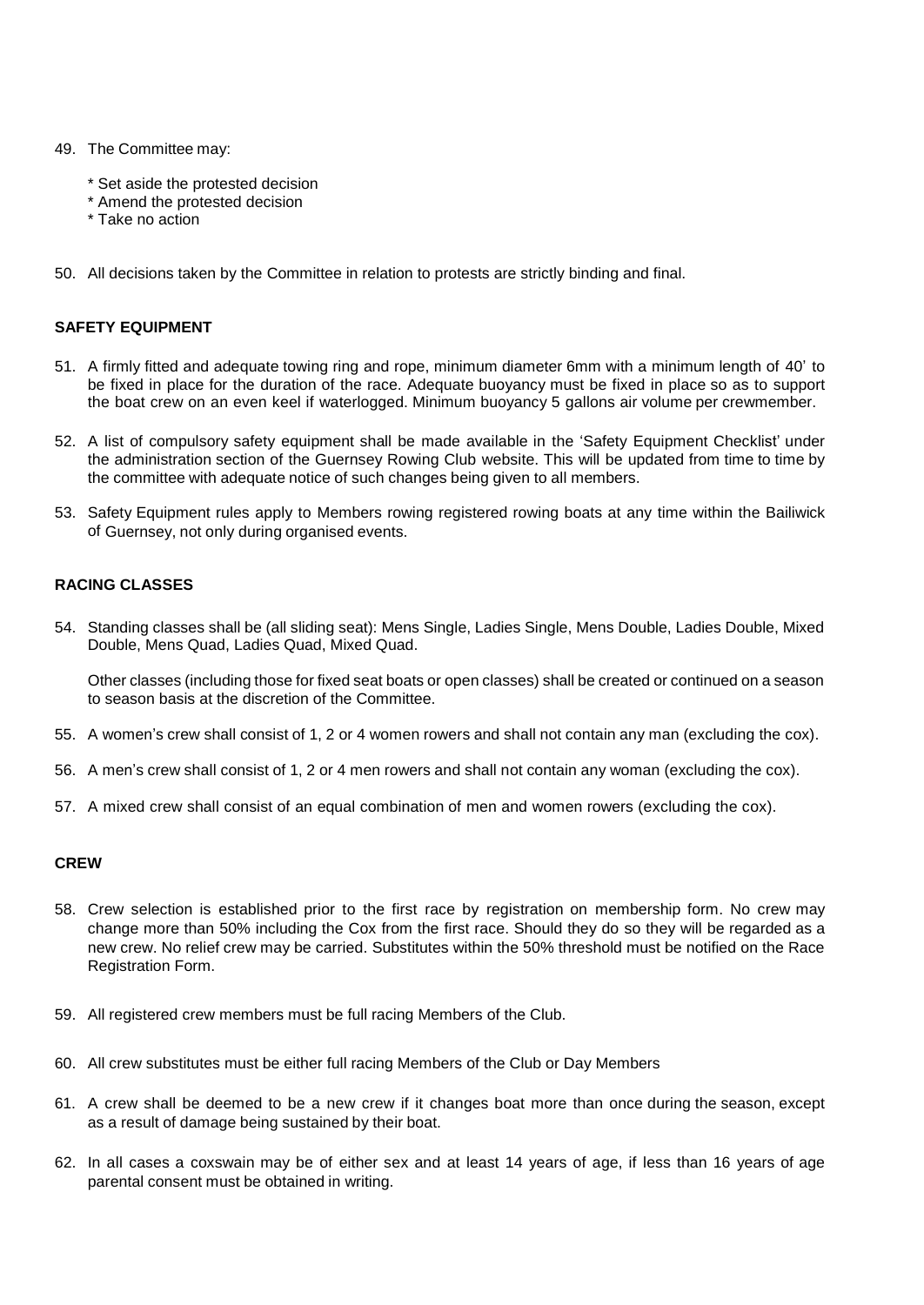49. The Committee may:

    * Set aside the protested decision
    * Amend the protested decision
    * Take no action

50. All decisions taken by the Committee in relation to protests are strictly binding and final.

**SAFETY EQUIPMENT**

51. A firmly fitted and adequate towing ring and rope, minimum diameter 6mm with a minimum length of 40' to be fixed in place for the duration of the race. Adequate buoyancy must be fixed in place so as to support the boat crew on an even keel if waterlogged. Minimum buoyancy 5 gallons air volume per crewmember.

52. A list of compulsory safety equipment shall be made available in the 'Safety Equipment Checklist' under the administration section of the Guernsey Rowing Club website. This will be updated from time to time by the committee with adequate notice of such changes being given to all members.

53. Safety Equipment rules apply to Members rowing registered rowing boats at any time within the Bailiwick of Guernsey, not only during organised events.

**RACING CLASSES**

54. Standing classes shall be (all sliding seat): Mens Single, Ladies Single, Mens Double, Ladies Double, Mixed Double, Mens Quad, Ladies Quad, Mixed Quad.

    Other classes (including those for fixed seat boats or open classes) shall be created or continued on a season to season basis at the discretion of the Committee.

55. A women's crew shall consist of 1, 2 or 4 women rowers and shall not contain any man (excluding the cox).

56. A men's crew shall consist of 1, 2 or 4 men rowers and shall not contain any woman (excluding the cox).

57. A mixed crew shall consist of an equal combination of men and women rowers (excluding the cox).

**CREW**

58. Crew selection is established prior to the first race by registration on membership form. No crew may change more than 50% including the Cox from the first race. Should they do so they will be regarded as a new crew. No relief crew may be carried. Substitutes within the 50% threshold must be notified on the Race Registration Form.

59. All registered crew members must be full racing Members of the Club.

60. All crew substitutes must be either full racing Members of the Club or Day Members

61. A crew shall be deemed to be a new crew if it changes boat more than once during the season, except as a result of damage being sustained by their boat.

62. In all cases a coxswain may be of either sex and at least 14 years of age, if less than 16 years of age parental consent must be obtained in writing.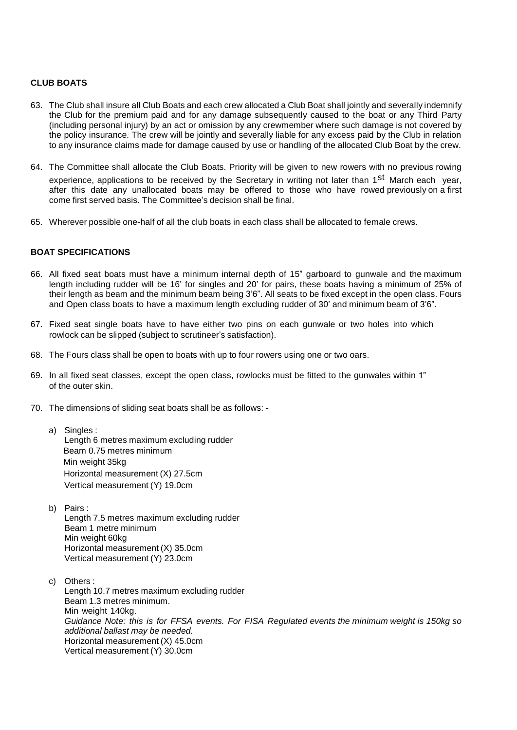**CLUB BOATS**

63. The Club shall insure all Club Boats and each crew allocated a Club Boat shall jointly and severally indemnify the Club for the premium paid and for any damage subsequently caused to the boat or any Third Party (including personal injury) by an act or omission by any crewmember where such damage is not covered by the policy insurance. The crew will be jointly and severally liable for any excess paid by the Club in relation to any insurance claims made for damage caused by use or handling of the allocated Club Boat by the crew.

64. The Committee shall allocate the Club Boats. Priority will be given to new rowers with no previous rowing experience, applications to be received by the Secretary in writing not later than 1st March each year, after this date any unallocated boats may be offered to those who have rowed previously on a first come first served basis. The Committee's decision shall be final.

65. Wherever possible one-half of all the club boats in each class shall be allocated to female crews.

**BOAT SPECIFICATIONS**

66. All fixed seat boats must have a minimum internal depth of 15" garboard to gunwale and the maximum length including rudder will be 16' for singles and 20' for pairs, these boats having a minimum of 25% of their length as beam and the minimum beam being 3'6". All seats to be fixed except in the open class. Fours and Open class boats to have a maximum length excluding rudder of 30' and minimum beam of 3'6".

67. Fixed seat single boats have to have either two pins on each gunwale or two holes into which rowlock can be slipped (subject to scrutineer's satisfaction).

68. The Fours class shall be open to boats with up to four rowers using one or two oars.

69. In all fixed seat classes, except the open class, rowlocks must be fitted to the gunwales within 1" of the outer skin.

70. The dimensions of sliding seat boats shall be as follows: -

    a) Singles :
       Length 6 metres maximum excluding rudder
       Beam 0.75 metres minimum
       Min weight 35kg
       Horizontal measurement (X) 27.5cm
       Vertical measurement (Y) 19.0cm

    b) Pairs :
       Length 7.5 metres maximum excluding rudder
       Beam 1 metre minimum
       Min weight 60kg
       Horizontal measurement (X) 35.0cm
       Vertical measurement (Y) 23.0cm

    c) Others :
       Length 10.7 metres maximum excluding rudder
       Beam 1.3 metres minimum.
       Min weight 140kg.
       *Guidance Note: this is for FFSA events. For FISA Regulated events the minimum weight is 150kg so additional ballast may be needed.*
       Horizontal measurement (X) 45.0cm
       Vertical measurement (Y) 30.0cm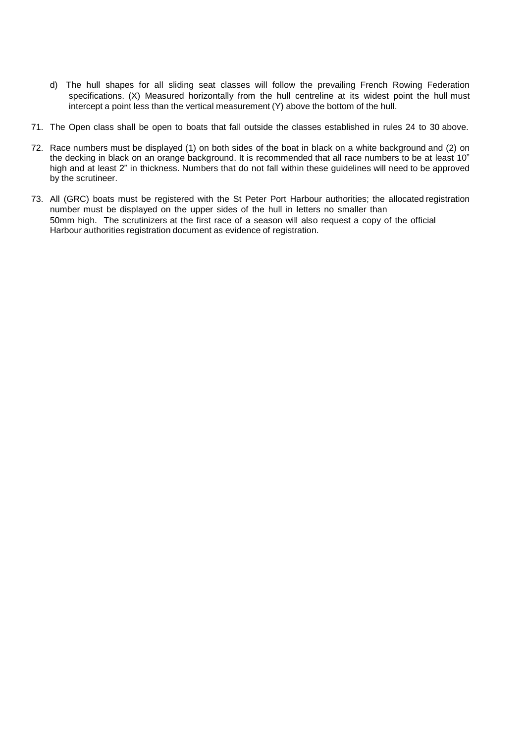d) The hull shapes for all sliding seat classes will follow the prevailing French Rowing Federation specifications. (X) Measured horizontally from the hull centreline at its widest point the hull must intercept a point less than the vertical measurement (Y) above the bottom of the hull.

71. The Open class shall be open to boats that fall outside the classes established in rules 24 to 30 above.

72. Race numbers must be displayed (1) on both sides of the boat in black on a white background and (2) on the decking in black on an orange background. It is recommended that all race numbers to be at least 10" high and at least 2" in thickness. Numbers that do not fall within these guidelines will need to be approved by the scrutineer.

73. All (GRC) boats must be registered with the St Peter Port Harbour authorities; the allocated registration number must be displayed on the upper sides of the hull in letters no smaller than 50mm high. The scrutinizers at the first race of a season will also request a copy of the official Harbour authorities registration document as evidence of registration.